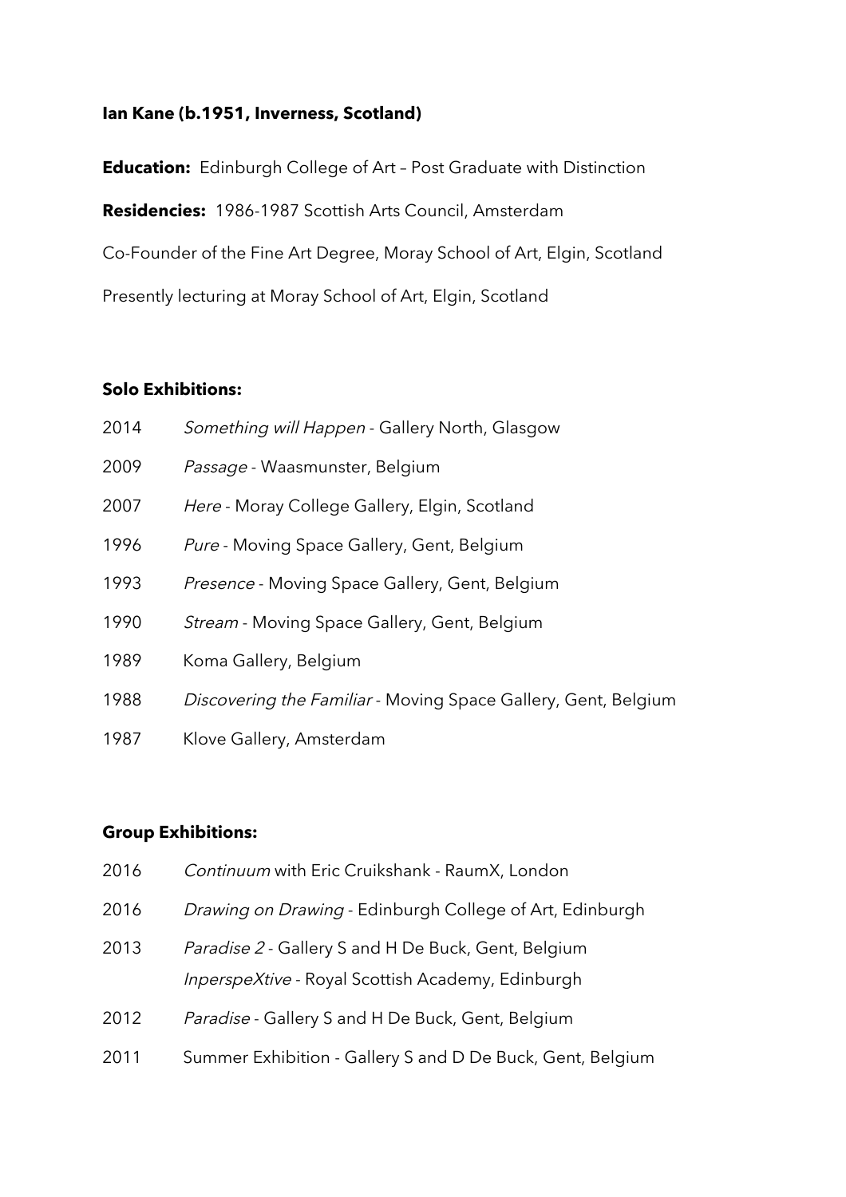**Ian Kane (b.1951, Inverness, Scotland)**

**Education:** Edinburgh College of Art – Post Graduate with Distinction

**Residencies:** 1986-1987 Scottish Arts Council, Amsterdam

Co-Founder of the Fine Art Degree, Moray School of Art, Elgin, Scotland

Presently lecturing at Moray School of Art, Elgin, Scotland

**Solo Exhibitions:**

2014 *Something will Happen* - Gallery North, Glasgow

2009 *Passage* - Waasmunster, Belgium

2007 *Here* - Moray College Gallery, Elgin, Scotland

1996 *Pure* - Moving Space Gallery, Gent, Belgium

1993 *Presence* - Moving Space Gallery, Gent, Belgium

1990 *Stream* - Moving Space Gallery, Gent, Belgium

1989 Koma Gallery, Belgium

1988 *Discovering the Familiar* - Moving Space Gallery, Gent, Belgium

1987 Klove Gallery, Amsterdam

**Group Exhibitions:**

2016 *Continuum* with Eric Cruikshank - RaumX, London

2016 *Drawing on Drawing* - Edinburgh College of Art, Edinburgh

2013 *Paradise 2* - Gallery S and H De Buck, Gent, Belgium
*InperspeXtive* - Royal Scottish Academy, Edinburgh

2012 *Paradise* - Gallery S and H De Buck, Gent, Belgium

2011 Summer Exhibition - Gallery S and D De Buck, Gent, Belgium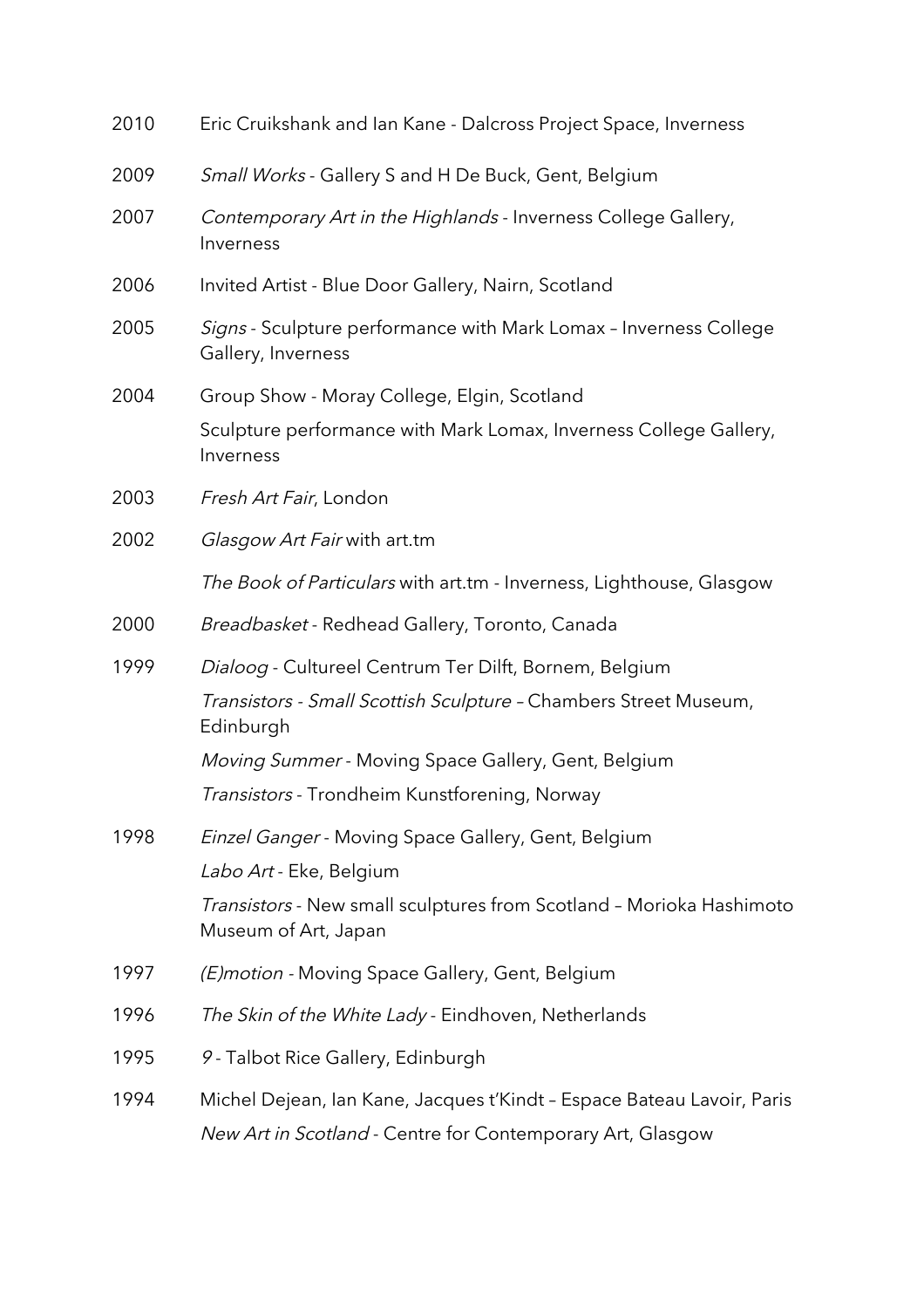2010 Eric Cruikshank and Ian Kane - Dalcross Project Space, Inverness

2009 *Small Works* - Gallery S and H De Buck, Gent, Belgium

2007 *Contemporary Art in the Highlands* - Inverness College Gallery, Inverness

2006 Invited Artist - Blue Door Gallery, Nairn, Scotland

2005 *Signs* - Sculpture performance with Mark Lomax – Inverness College Gallery, Inverness

2004 Group Show - Moray College, Elgin, Scotland

Sculpture performance with Mark Lomax, Inverness College Gallery, Inverness

2003 *Fresh Art Fair*, London

2002 *Glasgow Art Fair* with art.tm

*The Book of Particulars* with art.tm - Inverness, Lighthouse, Glasgow

2000 *Breadbasket* - Redhead Gallery, Toronto, Canada

1999 *Dialoog* - Cultureel Centrum Ter Dilft, Bornem, Belgium

*Transistors - Small Scottish Sculpture* – Chambers Street Museum, Edinburgh

*Moving Summer* - Moving Space Gallery, Gent, Belgium

*Transistors* - Trondheim Kunstforening, Norway

1998 *Einzel Ganger* - Moving Space Gallery, Gent, Belgium

*Labo Art* - Eke, Belgium

*Transistors* - New small sculptures from Scotland – Morioka Hashimoto Museum of Art, Japan

1997 *(E)motion* - Moving Space Gallery, Gent, Belgium

1996 *The Skin of the White Lady* - Eindhoven, Netherlands

1995 *9* - Talbot Rice Gallery, Edinburgh

1994 Michel Dejean, Ian Kane, Jacques t'Kindt – Espace Bateau Lavoir, Paris

*New Art in Scotland* - Centre for Contemporary Art, Glasgow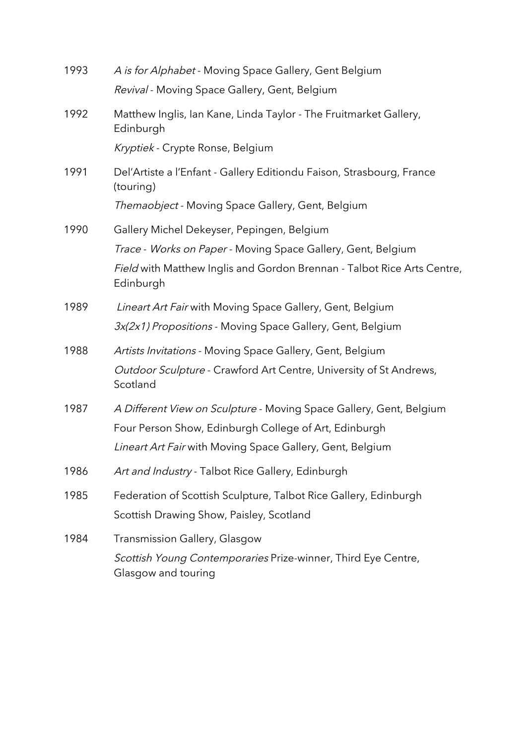1993 *A is for Alphabet* - Moving Space Gallery, Gent Belgium

*Revival* - Moving Space Gallery, Gent, Belgium

1992 Matthew Inglis, Ian Kane, Linda Taylor - The Fruitmarket Gallery, Edinburgh

*Kryptiek* - Crypte Ronse, Belgium

1991 Del'Artiste a l'Enfant - Gallery Editiondu Faison, Strasbourg, France (touring)

*Themaobject* - Moving Space Gallery, Gent, Belgium

1990 Gallery Michel Dekeyser, Pepingen, Belgium

*Trace* - *Works on Paper* - Moving Space Gallery, Gent, Belgium

*Field* with Matthew Inglis and Gordon Brennan - Talbot Rice Arts Centre, Edinburgh

1989 *Lineart Art Fair* with Moving Space Gallery, Gent, Belgium

*3x(2x1) Propositions* - Moving Space Gallery, Gent, Belgium

1988 *Artists Invitations* - Moving Space Gallery, Gent, Belgium

*Outdoor Sculpture* - Crawford Art Centre, University of St Andrews, Scotland

1987 *A Different View on Sculpture* - Moving Space Gallery, Gent, Belgium

Four Person Show, Edinburgh College of Art, Edinburgh

*Lineart Art Fair* with Moving Space Gallery, Gent, Belgium

1986 *Art and Industry* - Talbot Rice Gallery, Edinburgh

1985 Federation of Scottish Sculpture, Talbot Rice Gallery, Edinburgh

Scottish Drawing Show, Paisley, Scotland

1984 Transmission Gallery, Glasgow

*Scottish Young Contemporaries* Prize-winner, Third Eye Centre, Glasgow and touring